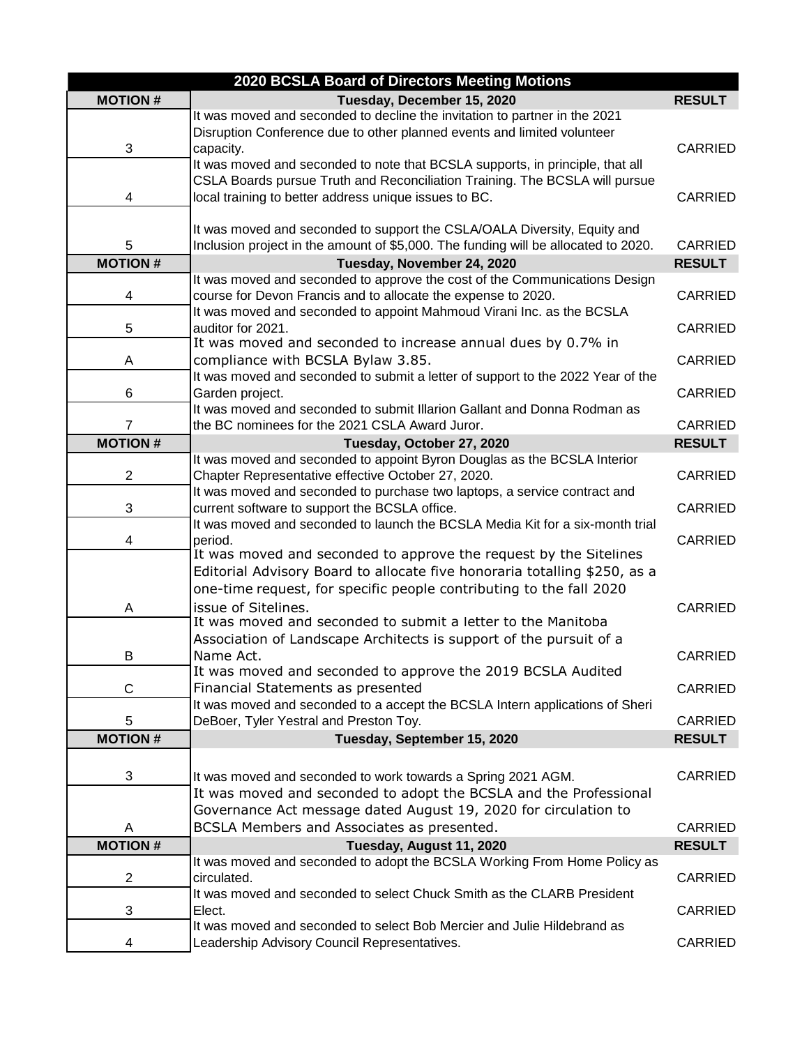| 2020 BCSLA Board of Directors Meeting Motions | | |
|---|---|---|
| **MOTION #** | **Tuesday, December 15, 2020** | **RESULT** |
| 3 | It was moved and seconded to decline the invitation to partner in the 2021 Disruption Conference due to other planned events and limited volunteer capacity. | CARRIED |
| 4 | It was moved and seconded to note that BCSLA supports, in principle, that all CSLA Boards pursue Truth and Reconciliation Training. The BCSLA will pursue local training to better address unique issues to BC. | CARRIED |
| 5 | It was moved and seconded to support the CSLA/OALA Diversity, Equity and Inclusion project in the amount of $5,000. The funding will be allocated to 2020. | CARRIED |
| **MOTION #** | **Tuesday, November 24, 2020** | **RESULT** |
| 4 | It was moved and seconded to approve the cost of the Communications Design course for Devon Francis and to allocate the expense to 2020. | CARRIED |
| 5 | It was moved and seconded to appoint Mahmoud Virani Inc. as the BCSLA auditor for 2021. | CARRIED |
| A | It was moved and seconded to increase annual dues by 0.7% in compliance with BCSLA Bylaw 3.85. | CARRIED |
| 6 | It was moved and seconded to submit a letter of support to the 2022 Year of the Garden project. | CARRIED |
| 7 | It was moved and seconded to submit Illarion Gallant and Donna Rodman as the BC nominees for the 2021 CSLA Award Juror. | CARRIED |
| **MOTION #** | **Tuesday, October 27, 2020** | **RESULT** |
| 2 | It was moved and seconded to appoint Byron Douglas as the BCSLA Interior Chapter Representative effective October 27, 2020. | CARRIED |
| 3 | It was moved and seconded to purchase two laptops, a service contract and current software to support the BCSLA office. | CARRIED |
| 4 | It was moved and seconded to launch the BCSLA Media Kit for a six-month trial period. | CARRIED |
| A | It was moved and seconded to approve the request by the Sitelines Editorial Advisory Board to allocate five honoraria totalling $250, as a one-time request, for specific people contributing to the fall 2020 issue of Sitelines. | CARRIED |
| B | It was moved and seconded to submit a letter to the Manitoba Association of Landscape Architects is support of the pursuit of a Name Act. | CARRIED |
| C | It was moved and seconded to approve the 2019 BCSLA Audited Financial Statements as presented | CARRIED |
| 5 | It was moved and seconded to a accept the BCSLA Intern applications of Sheri DeBoer, Tyler Yestral and Preston Toy. | CARRIED |
| **MOTION #** | **Tuesday, September 15, 2020** | **RESULT** |
| 3 | It was moved and seconded to work towards a Spring 2021 AGM. | CARRIED |
| A | It was moved and seconded to adopt the BCSLA and the Professional Governance Act message dated August 19, 2020 for circulation to BCSLA Members and Associates as presented. | CARRIED |
| **MOTION #** | **Tuesday, August 11, 2020** | **RESULT** |
| 2 | It was moved and seconded to adopt the BCSLA Working From Home Policy as circulated. | CARRIED |
| 3 | It was moved and seconded to select Chuck Smith as the CLARB President Elect. | CARRIED |
| 4 | It was moved and seconded to select Bob Mercier and Julie Hildebrand as Leadership Advisory Council Representatives. | CARRIED |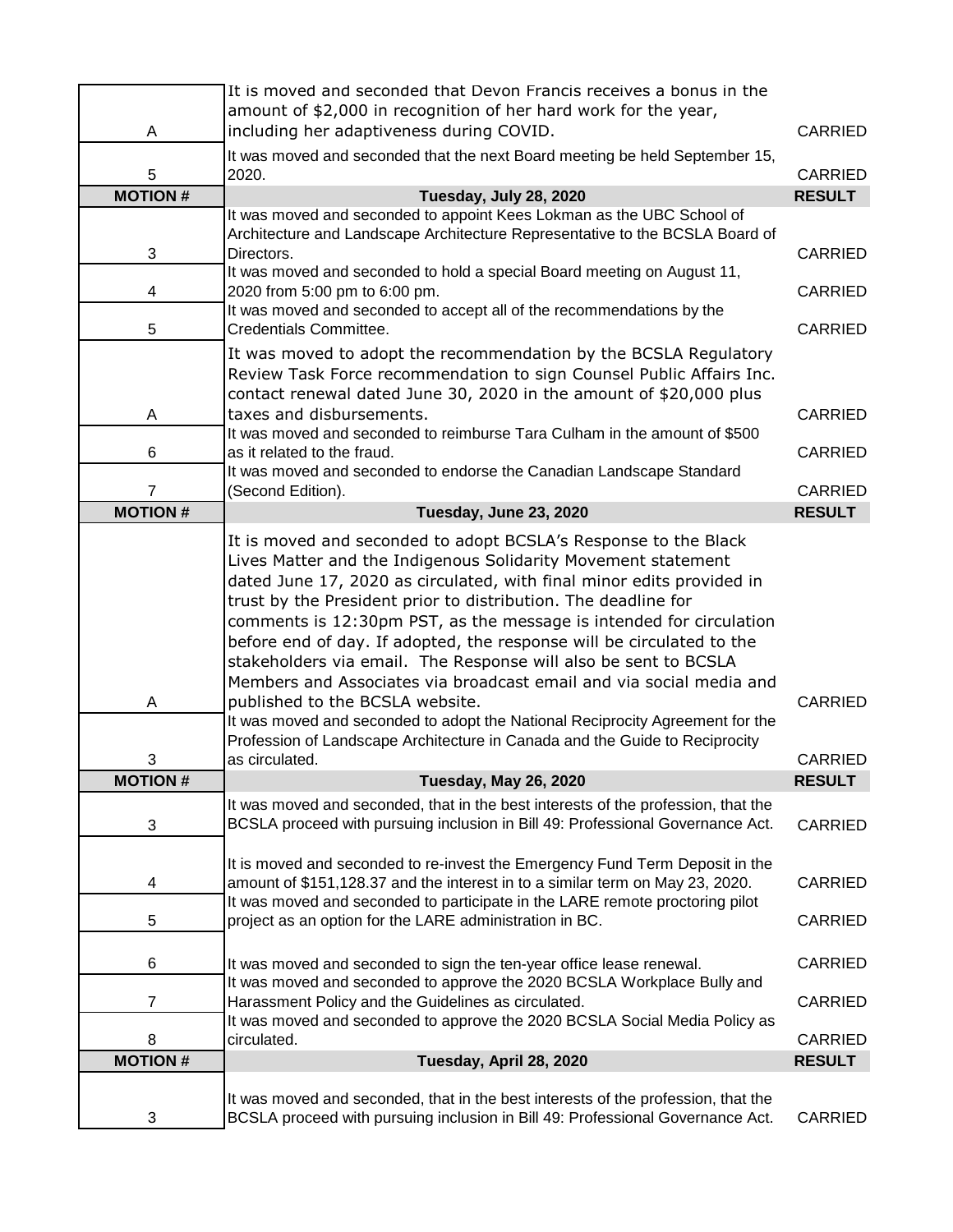| MOTION # | | RESULT |
|---|---|---|
| A | It is moved and seconded that Devon Francis receives a bonus in the amount of $2,000 in recognition of her hard work for the year, including her adaptiveness during COVID. | CARRIED |
| 5 | It was moved and seconded that the next Board meeting be held September 15, 2020. | CARRIED |
| **MOTION #** | **Tuesday, July 28, 2020** | **RESULT** |
| 3 | It was moved and seconded to appoint Kees Lokman as the UBC School of Architecture and Landscape Architecture Representative to the BCSLA Board of Directors. | CARRIED |
| 4 | It was moved and seconded to hold a special Board meeting on August 11, 2020 from 5:00 pm to 6:00 pm. | CARRIED |
| 5 | It was moved and seconded to accept all of the recommendations by the Credentials Committee. | CARRIED |
| A | It was moved to adopt the recommendation by the BCSLA Regulatory Review Task Force recommendation to sign Counsel Public Affairs Inc. contact renewal dated June 30, 2020 in the amount of $20,000 plus taxes and disbursements. | CARRIED |
| 6 | It was moved and seconded to reimburse Tara Culham in the amount of $500 as it related to the fraud. | CARRIED |
| 7 | It was moved and seconded to endorse the Canadian Landscape Standard (Second Edition). | CARRIED |
| **MOTION #** | **Tuesday, June 23, 2020** | **RESULT** |
| A | It is moved and seconded to adopt BCSLA's Response to the Black Lives Matter and the Indigenous Solidarity Movement statement dated June 17, 2020 as circulated, with final minor edits provided in trust by the President prior to distribution. The deadline for comments is 12:30pm PST, as the message is intended for circulation before end of day. If adopted, the response will be circulated to the stakeholders via email. The Response will also be sent to BCSLA Members and Associates via broadcast email and via social media and published to the BCSLA website. | CARRIED |
| 3 | It was moved and seconded to adopt the National Reciprocity Agreement for the Profession of Landscape Architecture in Canada and the Guide to Reciprocity as circulated. | CARRIED |
| **MOTION #** | **Tuesday, May 26, 2020** | **RESULT** |
| 3 | It was moved and seconded, that in the best interests of the profession, that the BCSLA proceed with pursuing inclusion in Bill 49: Professional Governance Act. | CARRIED |
| 4 | It is moved and seconded to re-invest the Emergency Fund Term Deposit in the amount of $151,128.37 and the interest in to a similar term on May 23, 2020. | CARRIED |
| 5 | It was moved and seconded to participate in the LARE remote proctoring pilot project as an option for the LARE administration in BC. | CARRIED |
| 6 | It was moved and seconded to sign the ten-year office lease renewal. | CARRIED |
| 7 | It was moved and seconded to approve the 2020 BCSLA Workplace Bully and Harassment Policy and the Guidelines as circulated. | CARRIED |
| 8 | It was moved and seconded to approve the 2020 BCSLA Social Media Policy as circulated. | CARRIED |
| **MOTION #** | **Tuesday, April 28, 2020** | **RESULT** |
| 3 | It was moved and seconded, that in the best interests of the profession, that the BCSLA proceed with pursuing inclusion in Bill 49: Professional Governance Act. | CARRIED |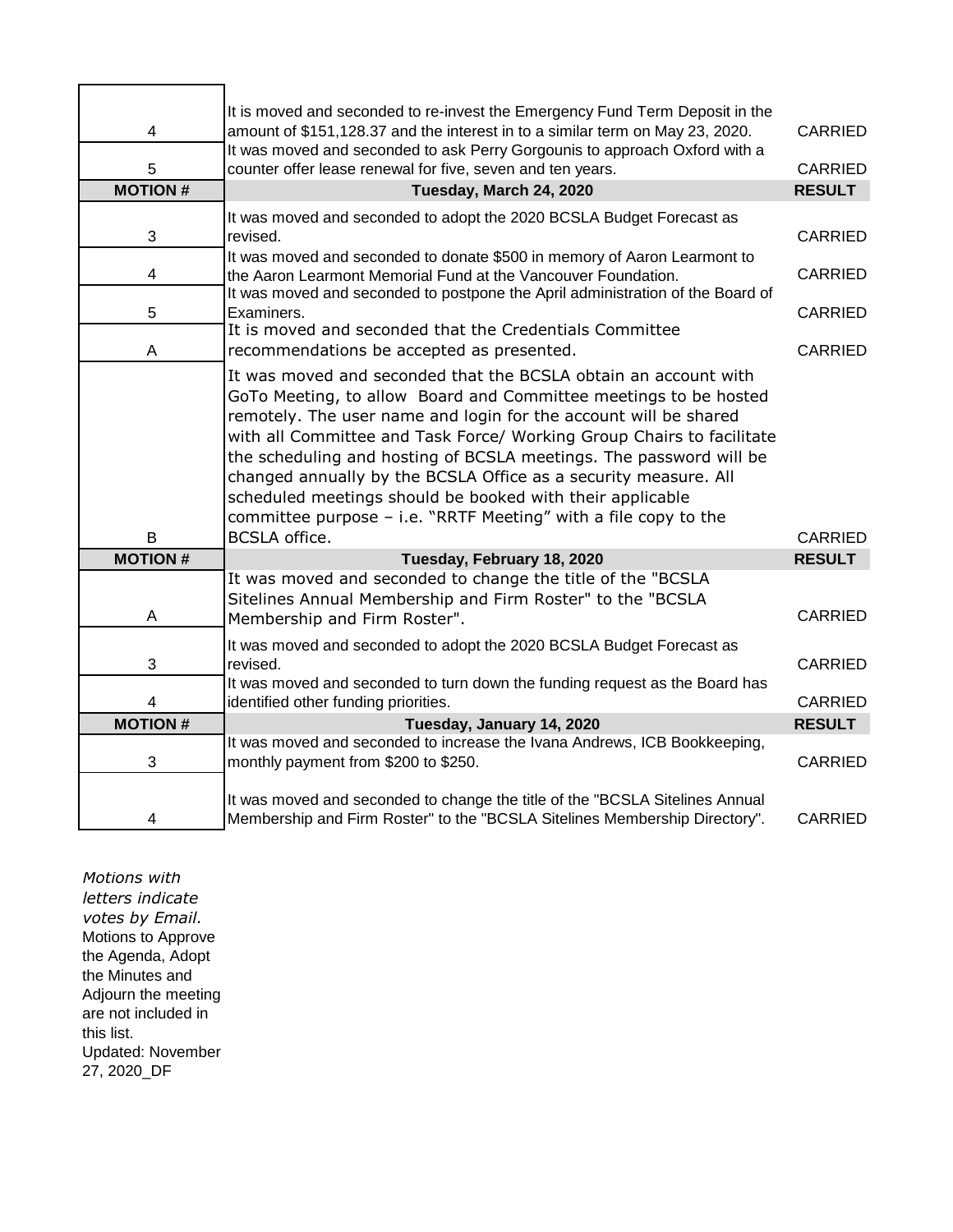| | | |
|---|---|---|
| 4 | It is moved and seconded to re-invest the Emergency Fund Term Deposit in the amount of $151,128.37 and the interest in to a similar term on May 23, 2020. | CARRIED |
| 5 | It was moved and seconded to ask Perry Gorgounis to approach Oxford with a counter offer lease renewal for five, seven and ten years. | CARRIED |
| **MOTION #** | **Tuesday, March 24, 2020** | **RESULT** |
| 3 | It was moved and seconded to adopt the 2020 BCSLA Budget Forecast as revised. | CARRIED |
| 4 | It was moved and seconded to donate $500 in memory of Aaron Learmont to the Aaron Learmont Memorial Fund at the Vancouver Foundation. | CARRIED |
| 5 | It was moved and seconded to postpone the April administration of the Board of Examiners. | CARRIED |
| A | It is moved and seconded that the Credentials Committee recommendations be accepted as presented. | CARRIED |
| B | It was moved and seconded that the BCSLA obtain an account with GoTo Meeting, to allow Board and Committee meetings to be hosted remotely. The user name and login for the account will be shared with all Committee and Task Force/ Working Group Chairs to facilitate the scheduling and hosting of BCSLA meetings. The password will be changed annually by the BCSLA Office as a security measure. All scheduled meetings should be booked with their applicable committee purpose – i.e. "RRTF Meeting" with a file copy to the BCSLA office. | CARRIED |
| **MOTION #** | **Tuesday, February 18, 2020** | **RESULT** |
| A | It was moved and seconded to change the title of the "BCSLA Sitelines Annual Membership and Firm Roster" to the "BCSLA Membership and Firm Roster". | CARRIED |
| 3 | It was moved and seconded to adopt the 2020 BCSLA Budget Forecast as revised. | CARRIED |
| 4 | It was moved and seconded to turn down the funding request as the Board has identified other funding priorities. | CARRIED |
| **MOTION #** | **Tuesday, January 14, 2020** | **RESULT** |
| 3 | It was moved and seconded to increase the Ivana Andrews, ICB Bookkeeping, monthly payment from $200 to $250. | CARRIED |
| 4 | It was moved and seconded to change the title of the "BCSLA Sitelines Annual Membership and Firm Roster" to the "BCSLA Sitelines Membership Directory". | CARRIED |

*Motions with letters indicate votes by Email.*

Motions to Approve the Agenda, Adopt the Minutes and Adjourn the meeting are not included in this list.

Updated: November 27, 2020_DF